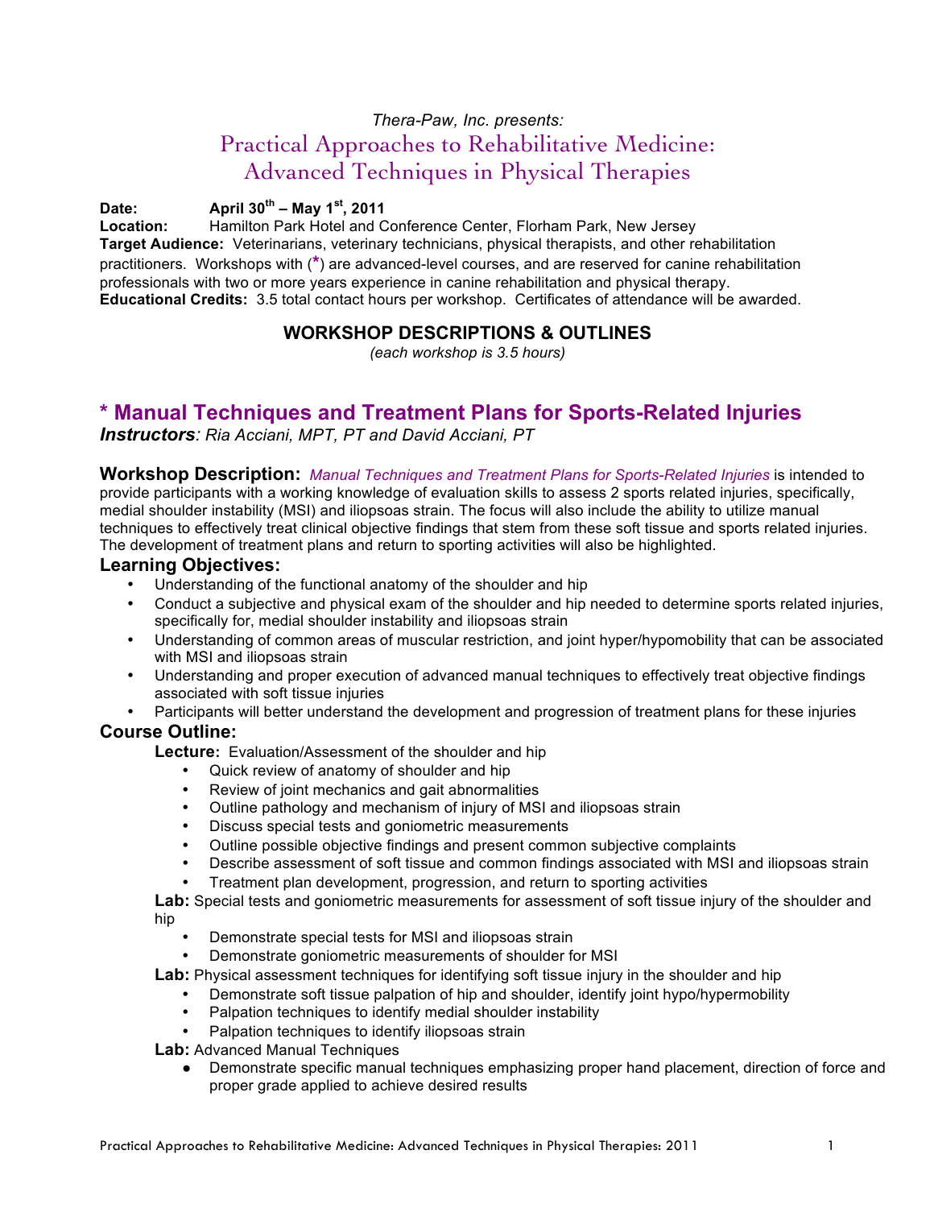*Thera-Paw, Inc. presents:*

# Practical Approaches to Rehabilitative Medicine: Advanced Techniques in Physical Therapies

**Date:** **April 30th – May 1st, 2011**
**Location:** Hamilton Park Hotel and Conference Center, Florham Park, New Jersey
**Target Audience:** Veterinarians, veterinary technicians, physical therapists, and other rehabilitation practitioners. Workshops with (*) are advanced-level courses, and are reserved for canine rehabilitation professionals with two or more years experience in canine rehabilitation and physical therapy.
**Educational Credits:** 3.5 total contact hours per workshop. Certificates of attendance will be awarded.

## WORKSHOP DESCRIPTIONS & OUTLINES

*(each workshop is 3.5 hours)*

## * Manual Techniques and Treatment Plans for Sports-Related Injuries

***Instructors****: Ria Acciani, MPT, PT and David Acciani, PT*

**Workshop Description:** *Manual Techniques and Treatment Plans for Sports-Related Injuries* is intended to provide participants with a working knowledge of evaluation skills to assess 2 sports related injuries, specifically, medial shoulder instability (MSI) and iliopsoas strain. The focus will also include the ability to utilize manual techniques to effectively treat clinical objective findings that stem from these soft tissue and sports related injuries. The development of treatment plans and return to sporting activities will also be highlighted.

### Learning Objectives:

- Understanding of the functional anatomy of the shoulder and hip
- Conduct a subjective and physical exam of the shoulder and hip needed to determine sports related injuries, specifically for, medial shoulder instability and iliopsoas strain
- Understanding of common areas of muscular restriction, and joint hyper/hypomobility that can be associated with MSI and iliopsoas strain
- Understanding and proper execution of advanced manual techniques to effectively treat objective findings associated with soft tissue injuries
- Participants will better understand the development and progression of treatment plans for these injuries

### Course Outline:

**Lecture:** Evaluation/Assessment of the shoulder and hip

- Quick review of anatomy of shoulder and hip
- Review of joint mechanics and gait abnormalities
- Outline pathology and mechanism of injury of MSI and iliopsoas strain
- Discuss special tests and goniometric measurements
- Outline possible objective findings and present common subjective complaints
- Describe assessment of soft tissue and common findings associated with MSI and iliopsoas strain
- Treatment plan development, progression, and return to sporting activities

**Lab:** Special tests and goniometric measurements for assessment of soft tissue injury of the shoulder and hip

- Demonstrate special tests for MSI and iliopsoas strain
- Demonstrate goniometric measurements of shoulder for MSI

**Lab:** Physical assessment techniques for identifying soft tissue injury in the shoulder and hip

- Demonstrate soft tissue palpation of hip and shoulder, identify joint hypo/hypermobility
- Palpation techniques to identify medial shoulder instability
- Palpation techniques to identify iliopsoas strain

**Lab:** Advanced Manual Techniques

- Demonstrate specific manual techniques emphasizing proper hand placement, direction of force and proper grade applied to achieve desired results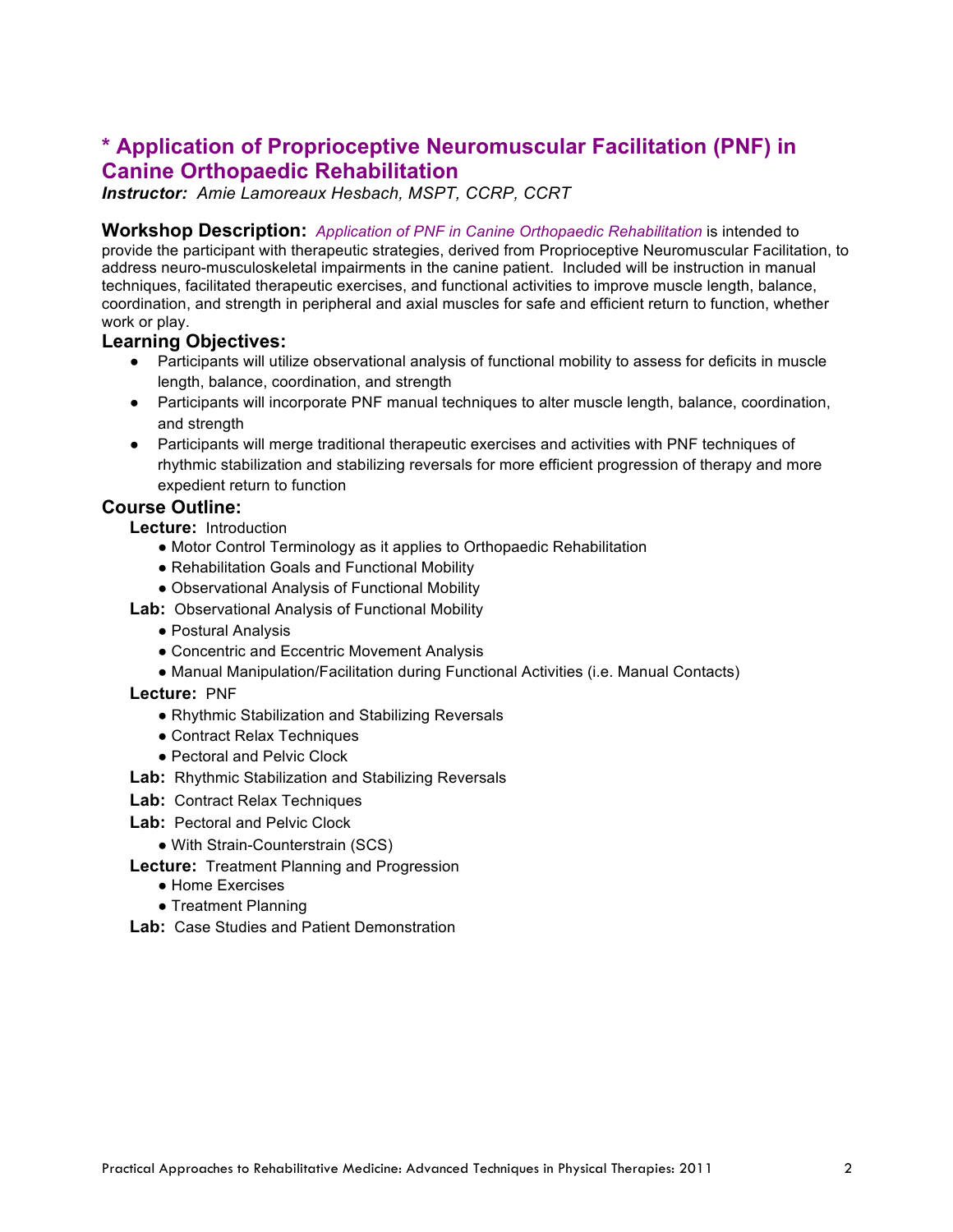## * Application of Proprioceptive Neuromuscular Facilitation (PNF) in Canine Orthopaedic Rehabilitation

***Instructor:*** *Amie Lamoreaux Hesbach, MSPT, CCRP, CCRT*

**Workshop Description:** *Application of PNF in Canine Orthopaedic Rehabilitation* is intended to provide the participant with therapeutic strategies, derived from Proprioceptive Neuromuscular Facilitation, to address neuro-musculoskeletal impairments in the canine patient. Included will be instruction in manual techniques, facilitated therapeutic exercises, and functional activities to improve muscle length, balance, coordination, and strength in peripheral and axial muscles for safe and efficient return to function, whether work or play.

### Learning Objectives:

- Participants will utilize observational analysis of functional mobility to assess for deficits in muscle length, balance, coordination, and strength
- Participants will incorporate PNF manual techniques to alter muscle length, balance, coordination, and strength
- Participants will merge traditional therapeutic exercises and activities with PNF techniques of rhythmic stabilization and stabilizing reversals for more efficient progression of therapy and more expedient return to function

### Course Outline:

**Lecture:** Introduction
- Motor Control Terminology as it applies to Orthopaedic Rehabilitation
- Rehabilitation Goals and Functional Mobility
- Observational Analysis of Functional Mobility

**Lab:** Observational Analysis of Functional Mobility
- Postural Analysis
- Concentric and Eccentric Movement Analysis
- Manual Manipulation/Facilitation during Functional Activities (i.e. Manual Contacts)

**Lecture:** PNF
- Rhythmic Stabilization and Stabilizing Reversals
- Contract Relax Techniques
- Pectoral and Pelvic Clock

**Lab:** Rhythmic Stabilization and Stabilizing Reversals

**Lab:** Contract Relax Techniques

**Lab:** Pectoral and Pelvic Clock
- With Strain-Counterstrain (SCS)

**Lecture:** Treatment Planning and Progression
- Home Exercises
- Treatment Planning

**Lab:** Case Studies and Patient Demonstration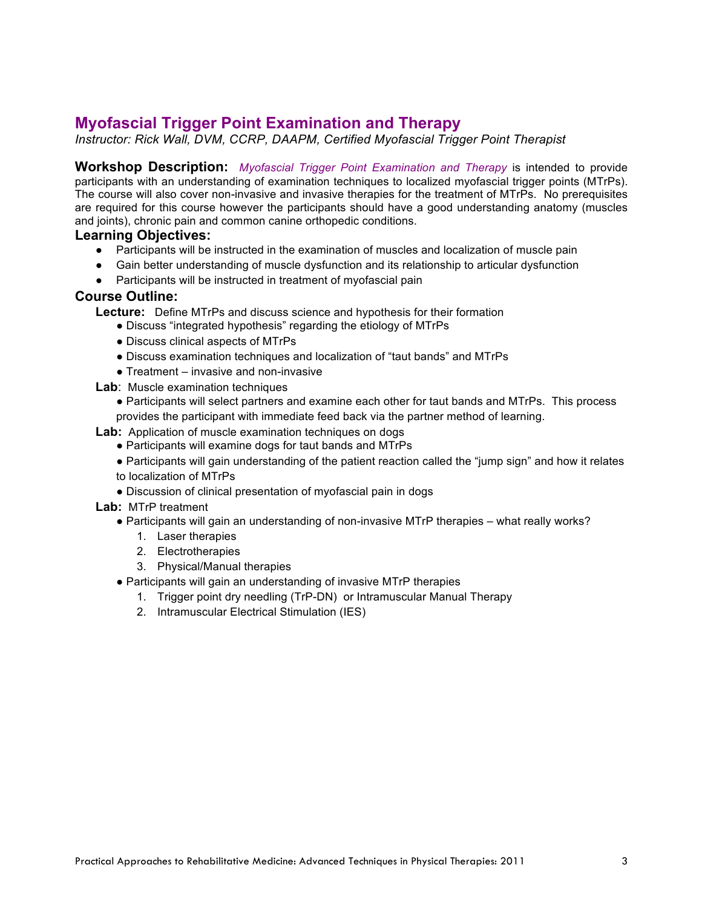## Myofascial Trigger Point Examination and Therapy

*Instructor: Rick Wall, DVM, CCRP, DAAPM, Certified Myofascial Trigger Point Therapist*

**Workshop Description:** *Myofascial Trigger Point Examination and Therapy* is intended to provide participants with an understanding of examination techniques to localized myofascial trigger points (MTrPs). The course will also cover non-invasive and invasive therapies for the treatment of MTrPs. No prerequisites are required for this course however the participants should have a good understanding anatomy (muscles and joints), chronic pain and common canine orthopedic conditions.

### Learning Objectives:

- Participants will be instructed in the examination of muscles and localization of muscle pain
- Gain better understanding of muscle dysfunction and its relationship to articular dysfunction
- Participants will be instructed in treatment of myofascial pain

### Course Outline:

**Lecture:** Define MTrPs and discuss science and hypothesis for their formation

- Discuss "integrated hypothesis" regarding the etiology of MTrPs
- Discuss clinical aspects of MTrPs
- Discuss examination techniques and localization of "taut bands" and MTrPs
- Treatment – invasive and non-invasive

**Lab**: Muscle examination techniques

- Participants will select partners and examine each other for taut bands and MTrPs. This process provides the participant with immediate feed back via the partner method of learning.

**Lab:** Application of muscle examination techniques on dogs

- Participants will examine dogs for taut bands and MTrPs
- Participants will gain understanding of the patient reaction called the "jump sign" and how it relates to localization of MTrPs
- Discussion of clinical presentation of myofascial pain in dogs

**Lab:** MTrP treatment

- Participants will gain an understanding of non-invasive MTrP therapies – what really works?
  1. Laser therapies
  2. Electrotherapies
  3. Physical/Manual therapies
- Participants will gain an understanding of invasive MTrP therapies
  1. Trigger point dry needling (TrP-DN) or Intramuscular Manual Therapy
  2. Intramuscular Electrical Stimulation (IES)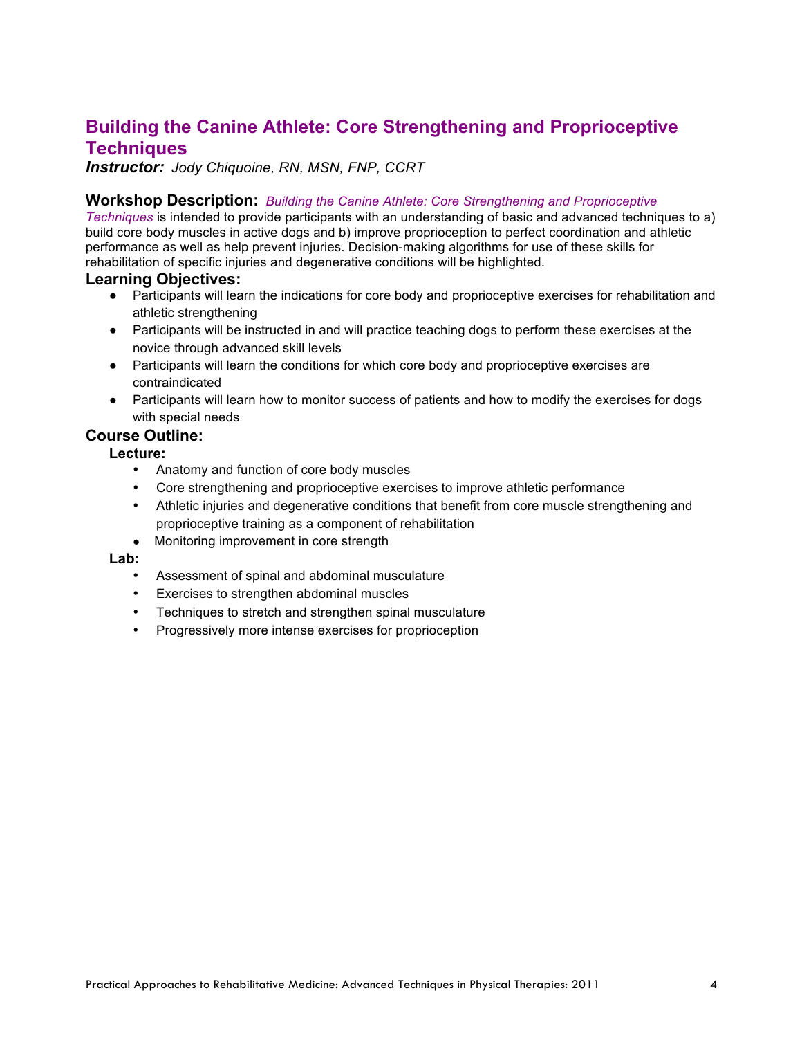# Building the Canine Athlete: Core Strengthening and Proprioceptive Techniques

***Instructor:*** *Jody Chiquoine, RN, MSN, FNP, CCRT*

## Workshop Description:

*Building the Canine Athlete: Core Strengthening and Proprioceptive Techniques* is intended to provide participants with an understanding of basic and advanced techniques to a) build core body muscles in active dogs and b) improve proprioception to perfect coordination and athletic performance as well as help prevent injuries. Decision-making algorithms for use of these skills for rehabilitation of specific injuries and degenerative conditions will be highlighted.

## Learning Objectives:

- Participants will learn the indications for core body and proprioceptive exercises for rehabilitation and athletic strengthening
- Participants will be instructed in and will practice teaching dogs to perform these exercises at the novice through advanced skill levels
- Participants will learn the conditions for which core body and proprioceptive exercises are contraindicated
- Participants will learn how to monitor success of patients and how to modify the exercises for dogs with special needs

## Course Outline:

### Lecture:

- Anatomy and function of core body muscles
- Core strengthening and proprioceptive exercises to improve athletic performance
- Athletic injuries and degenerative conditions that benefit from core muscle strengthening and proprioceptive training as a component of rehabilitation
- Monitoring improvement in core strength

### Lab:

- Assessment of spinal and abdominal musculature
- Exercises to strengthen abdominal muscles
- Techniques to stretch and strengthen spinal musculature
- Progressively more intense exercises for proprioception